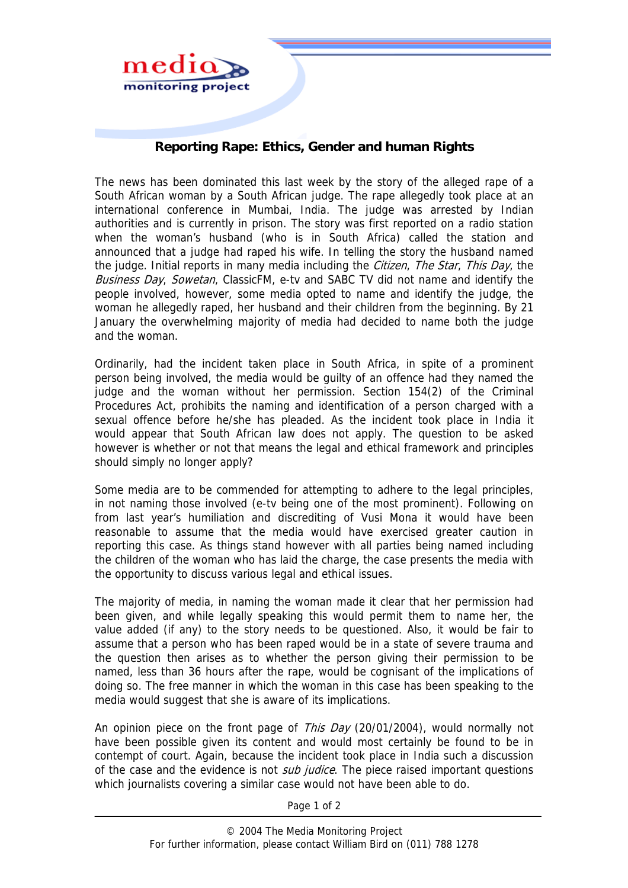# Reporting Rape: Ethics, Gender and human Rights

The news has been dominated this last week by the story of the alleged rape of a South African woman by a South African judge. The rape allegedly took place at an international conference in Mumbai, India. The judge was arrested by Indian authorities and is currently in prison. The story was first reported on a radio station when the woman's husband (who is in South Africa) called the station and announced that a judge had raped his wife. In telling the story the husband named the judge. Initial reports in many media including the *Citizen*, *The Star*, *This Day*, the *Business Day*, *Sowetan*, ClassicFM, e-tv and SABC TV did not name and identify the people involved, however, some media opted to name and identify the judge, the woman he allegedly raped, her husband and their children from the beginning. By 21 January the overwhelming majority of media had decided to name both the judge and the woman.

Ordinarily, had the incident taken place in South Africa, in spite of a prominent person being involved, the media would be guilty of an offence had they named the judge and the woman without her permission. Section 154(2) of the Criminal Procedures Act, prohibits the naming and identification of a person charged with a sexual offence before he/she has pleaded. As the incident took place in India it would appear that South African law does not apply. The question to be asked however is whether or not that means the legal and ethical framework and principles should simply no longer apply?

Some media are to be commended for attempting to adhere to the legal principles, in not naming those involved (e-tv being one of the most prominent). Following on from last year's humiliation and discrediting of Vusi Mona it would have been reasonable to assume that the media would have exercised greater caution in reporting this case. As things stand however with all parties being named including the children of the woman who has laid the charge, the case presents the media with the opportunity to discuss various legal and ethical issues.

The majority of media, in naming the woman made it clear that her permission had been given, and while legally speaking this would permit them to name her, the value added (if any) to the story needs to be questioned. Also, it would be fair to assume that a person who has been raped would be in a state of severe trauma and the question then arises as to whether the person giving their permission to be named, less than 36 hours after the rape, would be cognisant of the implications of doing so. The free manner in which the woman in this case has been speaking to the media would suggest that she is aware of its implications.

An opinion piece on the front page of *This Day* (20/01/2004), would normally not have been possible given its content and would most certainly be found to be in contempt of court. Again, because the incident took place in India such a discussion of the case and the evidence is not *sub judice*. The piece raised important questions which journalists covering a similar case would not have been able to do.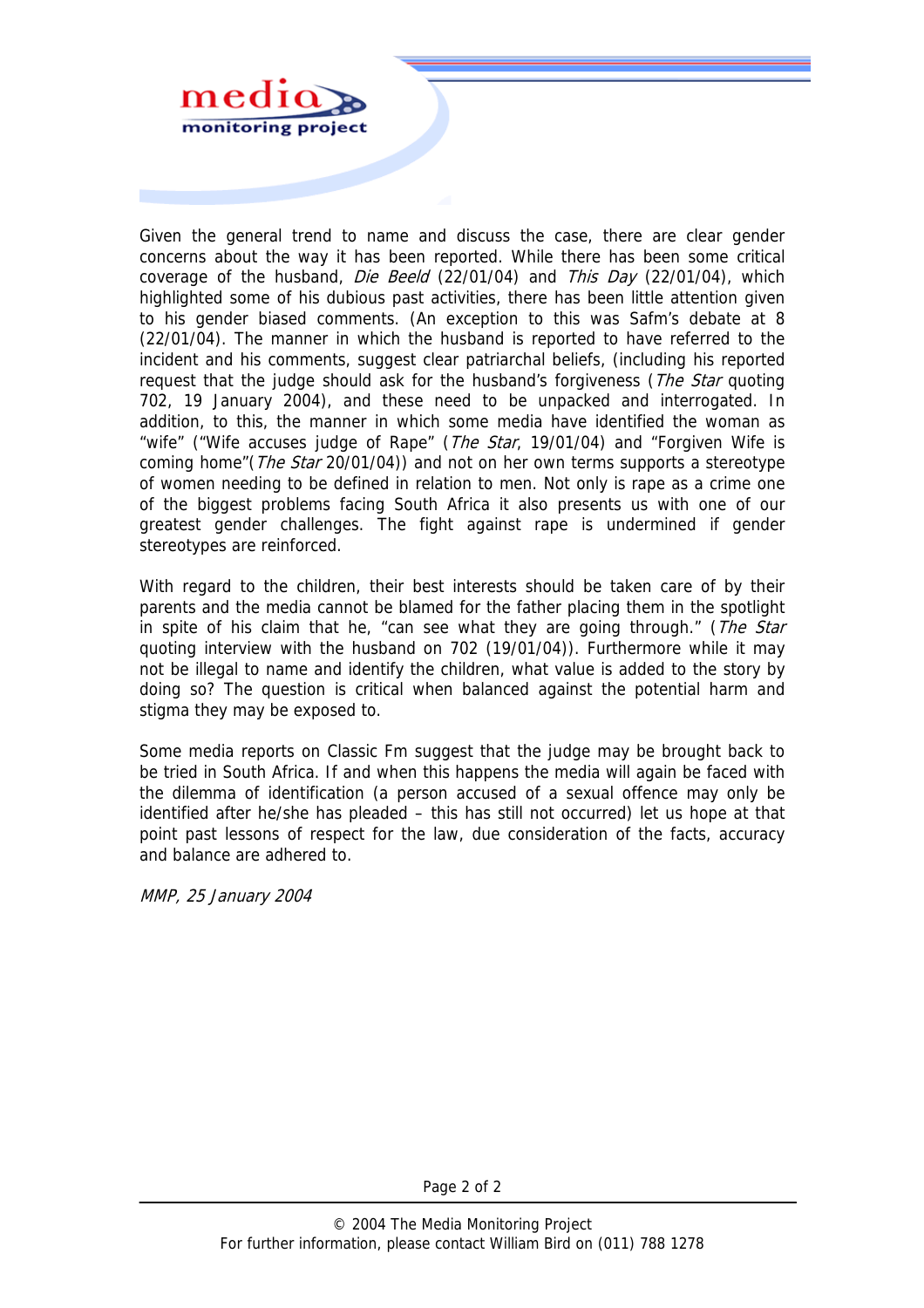Given the general trend to name and discuss the case, there are clear gender concerns about the way it has been reported. While there has been some critical coverage of the husband, *Die Beeld* (22/01/04) and *This Day* (22/01/04), which highlighted some of his dubious past activities, there has been little attention given to his gender biased comments. (An exception to this was Safm's debate at 8 (22/01/04). The manner in which the husband is reported to have referred to the incident and his comments, suggest clear patriarchal beliefs, (including his reported request that the judge should ask for the husband's forgiveness (*The Star* quoting 702, 19 January 2004), and these need to be unpacked and interrogated. In addition, to this, the manner in which some media have identified the woman as "wife" ("Wife accuses judge of Rape" (*The Star*, 19/01/04) and "Forgiven Wife is coming home"(*The Star* 20/01/04)) and not on her own terms supports a stereotype of women needing to be defined in relation to men. Not only is rape as a crime one of the biggest problems facing South Africa it also presents us with one of our greatest gender challenges. The fight against rape is undermined if gender stereotypes are reinforced.

With regard to the children, their best interests should be taken care of by their parents and the media cannot be blamed for the father placing them in the spotlight in spite of his claim that he, "can see what they are going through." (*The Star* quoting interview with the husband on 702 (19/01/04)). Furthermore while it may not be illegal to name and identify the children, what value is added to the story by doing so? The question is critical when balanced against the potential harm and stigma they may be exposed to.

Some media reports on Classic Fm suggest that the judge may be brought back to be tried in South Africa. If and when this happens the media will again be faced with the dilemma of identification (a person accused of a sexual offence may only be identified after he/she has pleaded – this has still not occurred) let us hope at that point past lessons of respect for the law, due consideration of the facts, accuracy and balance are adhered to.

*MMP, 25 January 2004*

© 2004 The Media Monitoring Project
For further information, please contact William Bird on (011) 788 1278